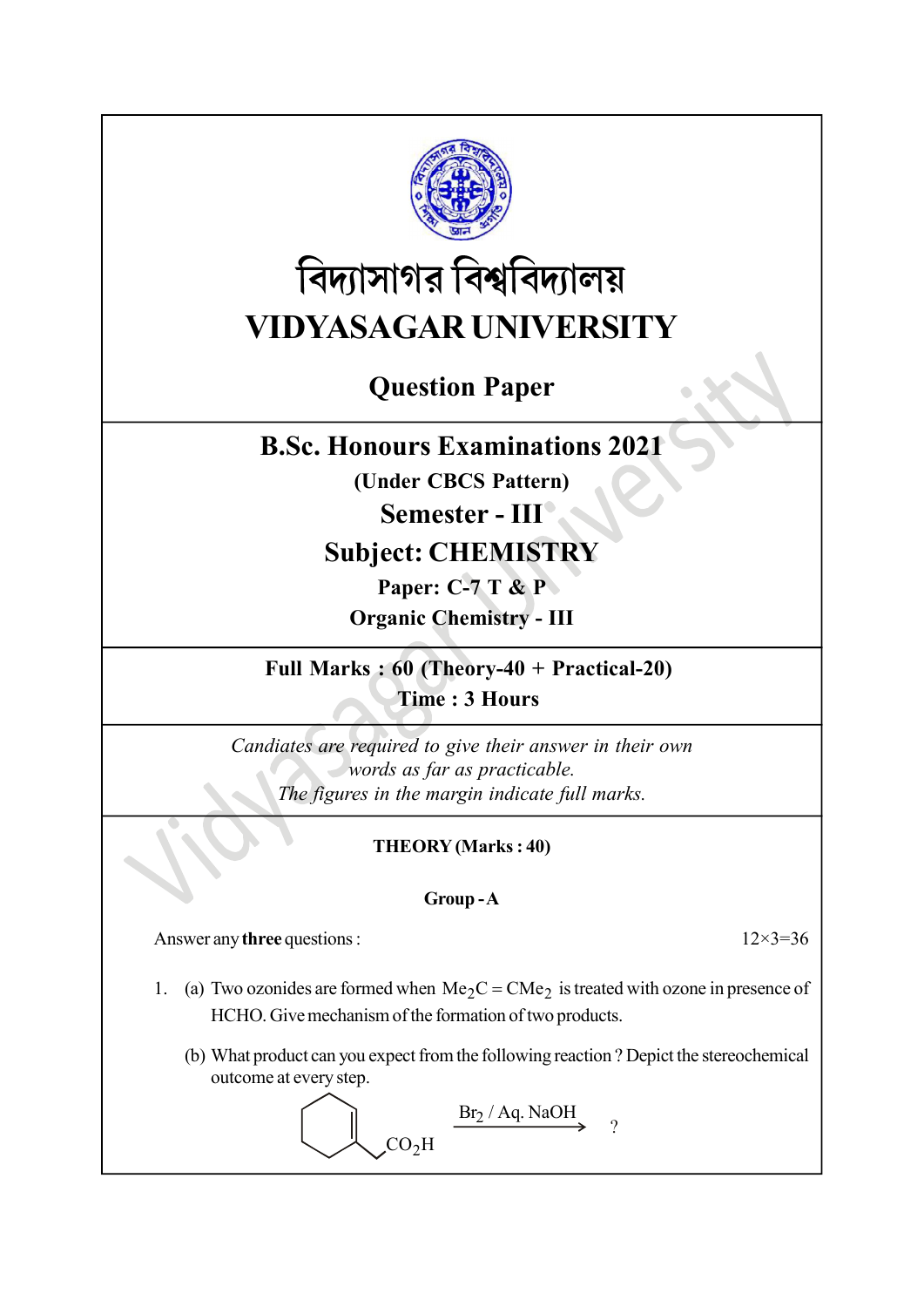বিদ্যাসাগর বিশ্ববিদ্যালয়

# VIDYASAGAR UNIVERSITY

## Question Paper

## B.Sc. Honours Examinations 2021

**(Under CBCS Pattern)**

**Semester - III**

**Subject: CHEMISTRY**

**Paper: C-7 T & P**

**Organic Chemistry - III**

**Full Marks : 60 (Theory-40 + Practical-20)**

**Time : 3 Hours**

*Candiates are required to give their answer in their own words as far as practicable.*
*The figures in the margin indicate full marks.*

**THEORY (Marks : 40)**

**Group - A**

Answer any **three** questions : 12×3=36

1. (a) Two ozonides are formed when $Me_2C = CMe_2$ is treated with ozone in presence of HCHO. Give mechanism of the formation of two products.

   (b) What product can you expect from the following reaction ? Depict the stereochemical outcome at every step.

   $$\text{(cyclohexene ring with } CH_2CO_2H \text{ substituent)} \xrightarrow{Br_2 \,/\, Aq.\ NaOH} ?$$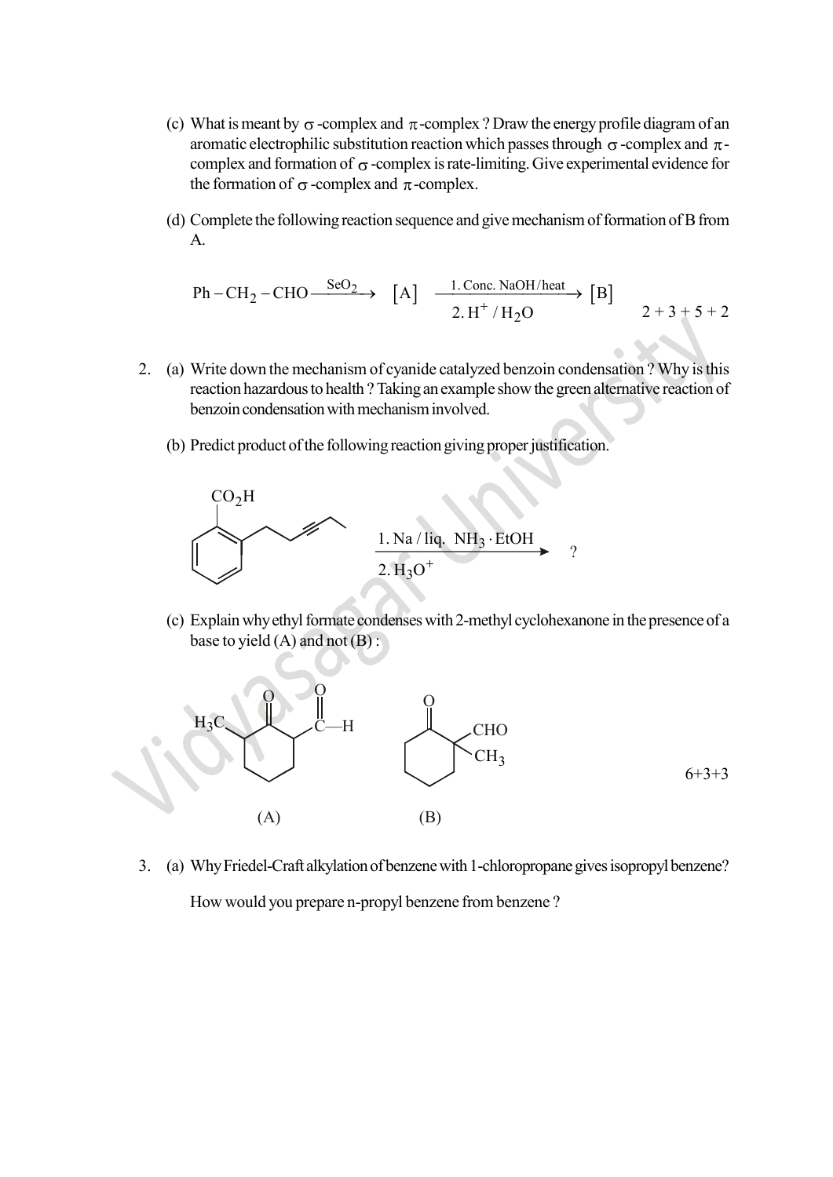(c) What is meant by $\sigma$-complex and $\pi$-complex ? Draw the energy profile diagram of an aromatic electrophilic substitution reaction which passes through $\sigma$-complex and $\pi$-complex and formation of $\sigma$-complex is rate-limiting. Give experimental evidence for the formation of $\sigma$-complex and $\pi$-complex.

(d) Complete the following reaction sequence and give mechanism of formation of B from A.

$$Ph-CH_2-CHO \xrightarrow{SeO_2} [A] \xrightarrow[2.\ H^+/H_2O]{1.\ Conc.\ NaOH/heat} [B]$$

2 + 3 + 5 + 2

2. (a) Write down the mechanism of cyanide catalyzed benzoin condensation ? Why is this reaction hazardous to health ? Taking an example show the green alternative reaction of benzoin condensation with mechanism involved.

(b) Predict product of the following reaction giving proper justification.

[Structure: benzene ring bearing $CO_2H$ and, ortho to it, a $CH_2CH_2C\equiv CCH_2CH_3$ chain] $\xrightarrow[2.\ H_3O^+]{1.\ Na/liq.\ NH_3 \cdot EtOH}$ ?

(c) Explain why ethyl formate condenses with 2-methyl cyclohexanone in the presence of a base to yield (A) and not (B) :

(A): cyclohexanone bearing $H_3C$ on one α-carbon and $-\overset{O}{\overset{\|}{C}}-H$ on the other α-carbon

(B): cyclohexanone bearing both CHO and $CH_3$ on the same α-carbon

6+3+3

3. (a) Why Friedel-Craft alkylation of benzene with 1-chloropropane gives isopropyl benzene?

How would you prepare n-propyl benzene from benzene ?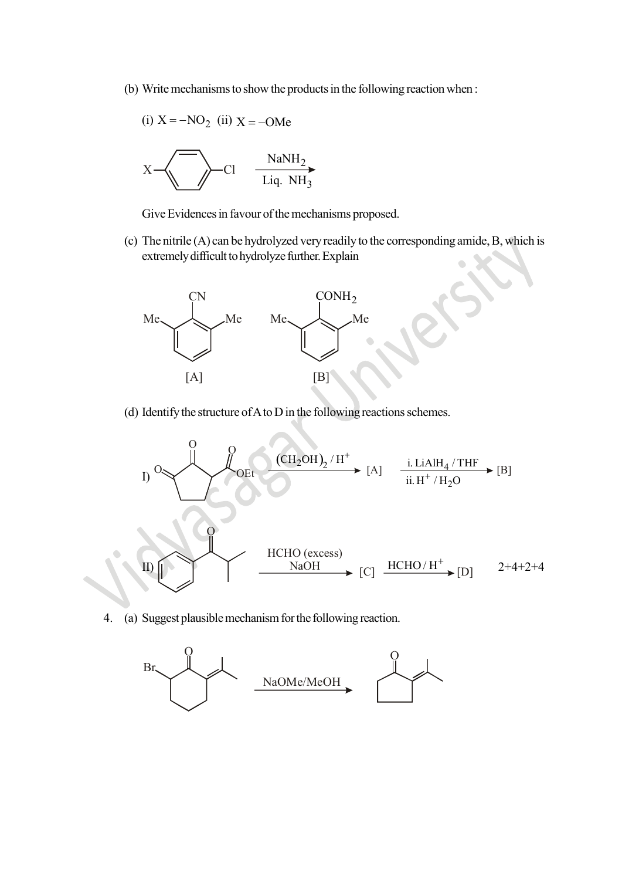(b) Write mechanisms to show the products in the following reaction when :

(i) X = $-NO_2$ (ii) X = $-OMe$

X–$C_6H_4$–Cl $\xrightarrow[\text{Liq. } NH_3]{NaNH_2}$

Give Evidences in favour of the mechanisms proposed.

(c) The nitrile (A) can be hydrolyzed very readily to the corresponding amide, B, which is extremely difficult to hydrolyze further. Explain

[A] 2,6-dimethylbenzonitrile (CN with Me, Me) [B] 2,6-dimethylbenzamide ($CONH_2$ with Me, Me)

(d) Identify the structure of A to D in the following reactions schemes.

I) ethyl 2,3-dioxocyclopentanecarboxylate $\xrightarrow{(CH_2OH)_2 / H^+}$ [A] $\xrightarrow[\text{ii. } H^+ / H_2O]{\text{i. } LiAlH_4 / THF}$ [B]

II) $PhCOCH(CH_3)_2$ $\xrightarrow[NaOH]{\text{HCHO (excess)}}$ [C] $\xrightarrow{HCHO / H^+}$ [D]

2+4+2+4

4. (a) Suggest plausible mechanism for the following reaction.

2-bromo-6-isopropylidenecyclohexanone $\xrightarrow{NaOMe/MeOH}$ 2-isopropylidenecyclopentanone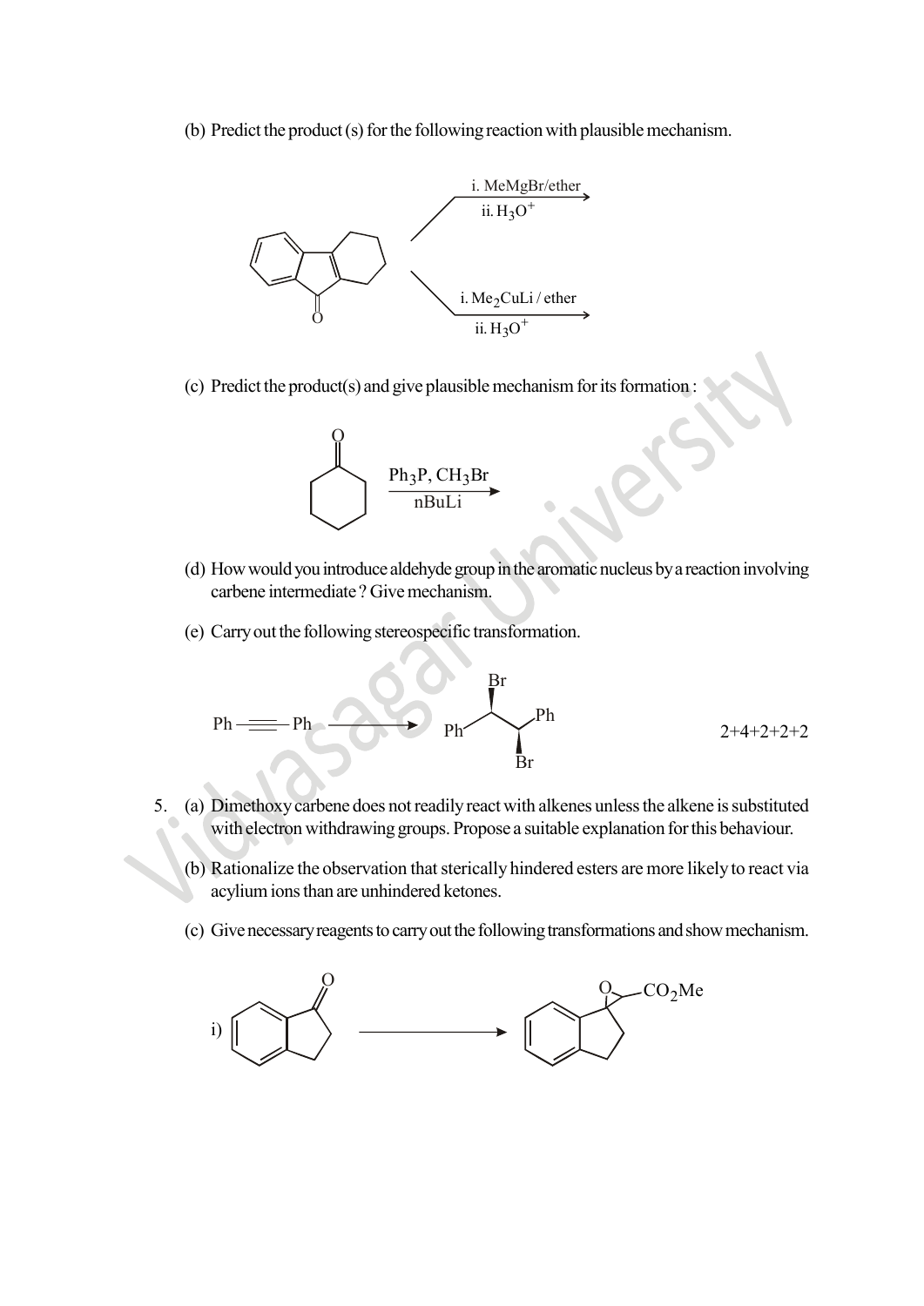(b) Predict the product (s) for the following reaction with plausible mechanism.

i. MeMgBr/ether
ii. $H_3O^+$

i. $Me_2CuLi$ / ether
ii. $H_3O^+$

(c) Predict the product(s) and give plausible mechanism for its formation :

$Ph_3P$, $CH_3Br$
nBuLi

(d) How would you introduce aldehyde group in the aromatic nucleus by a reaction involving carbene intermediate ? Give mechanism.

(e) Carry out the following stereospecific transformation.

Ph—≡—Ph ⟶ Br, Ph, Ph, Br

2+4+2+2+2

5. (a) Dimethoxy carbene does not readily react with alkenes unless the alkene is substituted with electron withdrawing groups. Propose a suitable explanation for this behaviour.

(b) Rationalize the observation that sterically hindered esters are more likely to react via acylium ions than are unhindered ketones.

(c) Give necessary reagents to carry out the following transformations and show mechanism.

i) ⟶ $CO_2Me$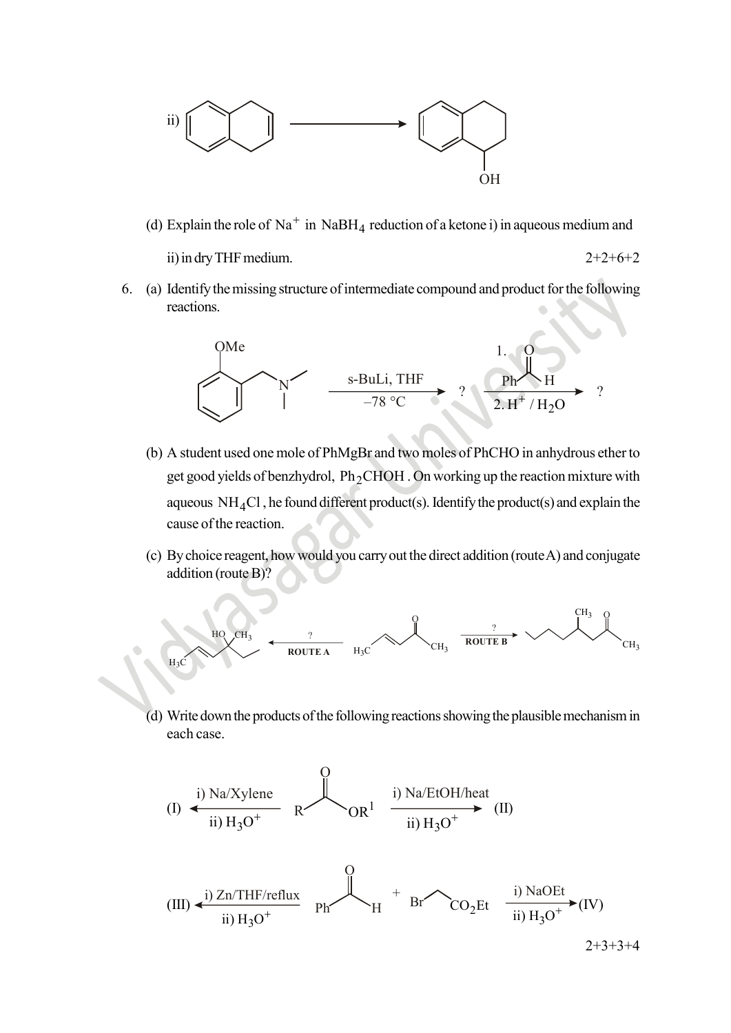ii) [Reaction scheme: 1,2-dihydronaphthalene → 1,2,3,4-tetrahydronaphthalen-1-ol (OH)]

(d) Explain the role of $Na^+$ in $NaBH_4$ reduction of a ketone i) in aqueous medium and ii) in dry THF medium.

2+2+6+2

6. (a) Identify the missing structure of intermediate compound and product for the following reactions.

[Reaction scheme: 2-methoxy-N,N-dimethylbenzylamine $\xrightarrow[-78\ ^\circ C]{\text{s-BuLi, THF}}$ ? $\xrightarrow[2.\ H^+/H_2O]{1.\ PhCHO}$ ?]

(b) A student used one mole of PhMgBr and two moles of PhCHO in anhydrous ether to get good yields of benzhydrol, $Ph_2CHOH$. On working up the reaction mixture with aqueous $NH_4Cl$, he found different product(s). Identify the product(s) and explain the cause of the reaction.

(c) By choice reagent, how would you carry out the direct addition (route A) and conjugate addition (route B)?

[Reaction scheme: $H_3C$–CH=CH–CO–$CH_3$ $\xrightarrow[\text{ROUTE A}]{?}$ $H_3C$–CH=CH–C(OH)($CH_3$)–$CH_2CH_3$ ; $H_3C$–CH=CH–CO–$CH_3$ $\xrightarrow[\text{ROUTE B}]{?}$ $CH_3CH_2CH_2CH_2$–CH($CH_3$)–$CH_2$–CO–$CH_3$]

(d) Write down the products of the following reactions showing the plausible mechanism in each case.

[Reaction scheme: (I) $\xleftarrow[\text{ii) } H_3O^+]{\text{i) Na/Xylene}}$ $RCOOR^1$ $\xrightarrow[\text{ii) } H_3O^+]{\text{i) Na/EtOH/heat}}$ (II)]

[Reaction scheme: (III) $\xleftarrow[\text{ii) } H_3O^+]{\text{i) Zn/THF/reflux}}$ PhCHO + $BrCH_2CO_2Et$ $\xrightarrow[\text{ii) } H_3O^+]{\text{i) NaOEt}}$ (IV)]

2+3+3+4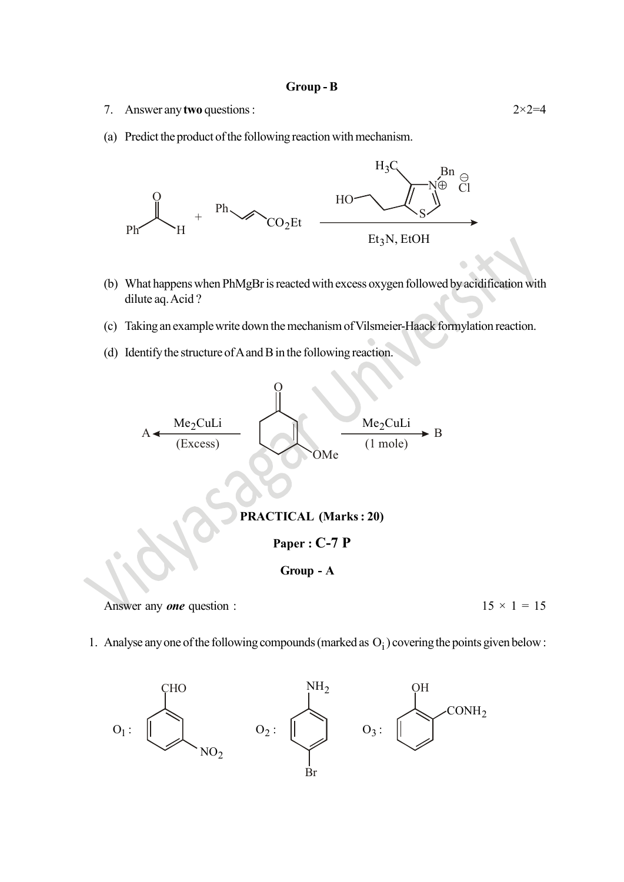### Group - B

7. Answer any **two** questions : 2×2=4

(a) Predict the product of the following reaction with mechanism.

$$PhCHO + Ph\text{–}CH{=}CH\text{–}CO_2Et \xrightarrow[Et_3N,\ EtOH]{\text{thiazolium salt (N-Bn, 4-}CH_3\text{, 5-}CH_2CH_2OH\text{)}\ Cl^{\ominus}}$$

(b) What happens when PhMgBr is reacted with excess oxygen followed by acidification with dilute aq. Acid ?

(c) Taking an example write down the mechanism of Vilsmeier-Haack formylation reaction.

(d) Identify the structure of A and B in the following reaction.

$$A \xleftarrow[\text{(Excess)}]{Me_2CuLi} \text{3-methoxycyclohex-2-en-1-one} \xrightarrow[\text{(1 mole)}]{Me_2CuLi} B$$

## PRACTICAL (Marks : 20)

### Paper : C-7 P

### Group - A

Answer any ***one*** question : 15 × 1 = 15

1. Analyse any one of the following compounds (marked as $O_i$) covering the points given below :

$O_1$ : 3-nitrobenzaldehyde (CHO, $NO_2$ at meta position)

$O_2$ : 4-bromoaniline ($NH_2$, Br at para position)

$O_3$ : 2-hydroxybenzamide (OH, $CONH_2$ at ortho position)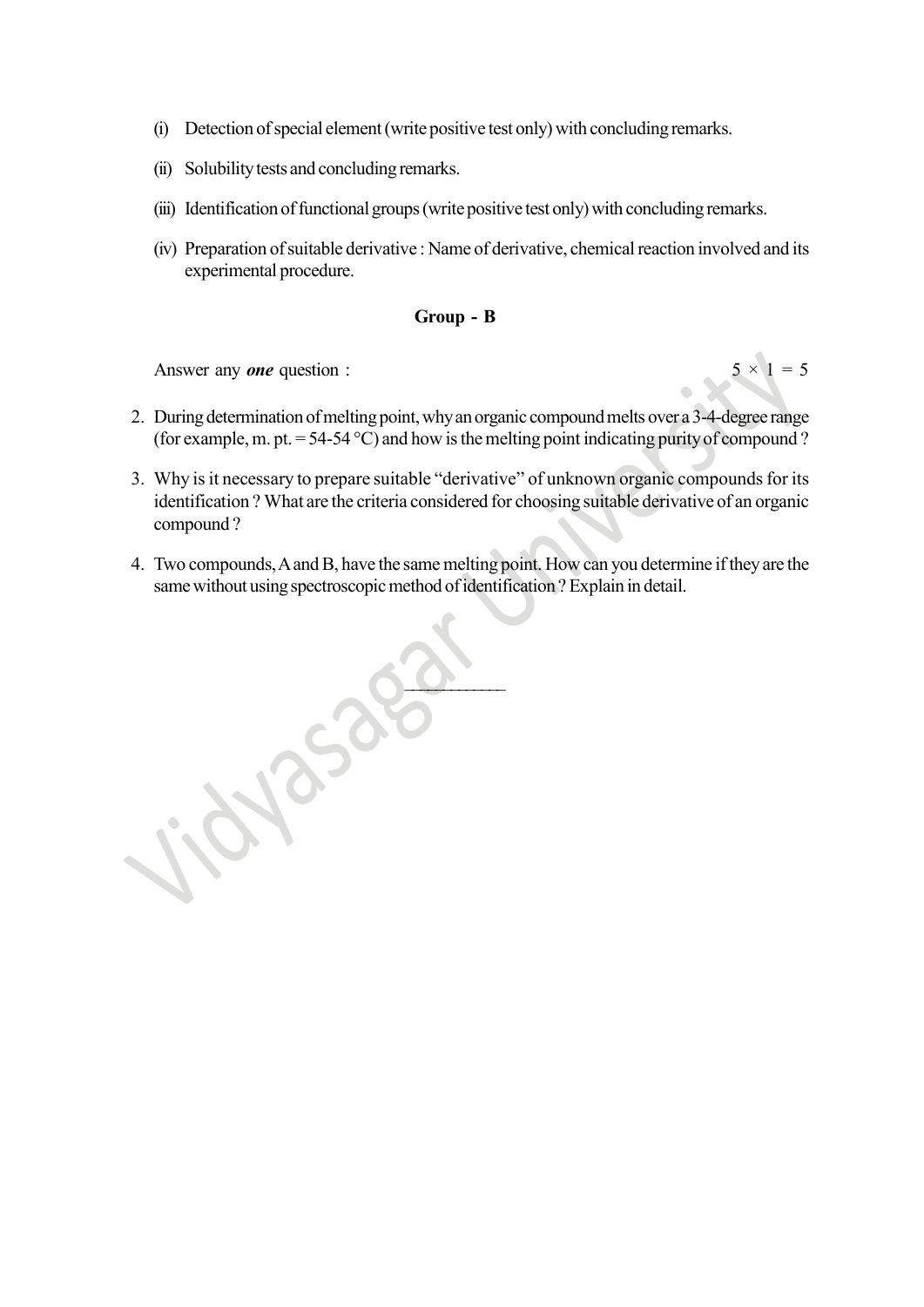(i) Detection of special element (write positive test only) with concluding remarks.

(ii) Solubility tests and concluding remarks.

(iii) Identification of functional groups (write positive test only) with concluding remarks.

(iv) Preparation of suitable derivative : Name of derivative, chemical reaction involved and its experimental procedure.

## Group - B

Answer any ***one*** question : $5 \times 1 = 5$

2. During determination of melting point, why an organic compound melts over a 3-4-degree range (for example, m. pt. = 54-54 °C) and how is the melting point indicating purity of compound ?

3. Why is it necessary to prepare suitable "derivative" of unknown organic compounds for its identification ? What are the criteria considered for choosing suitable derivative of an organic compound ?

4. Two compounds, A and B, have the same melting point. How can you determine if they are the same without using spectroscopic method of identification ? Explain in detail.

———————